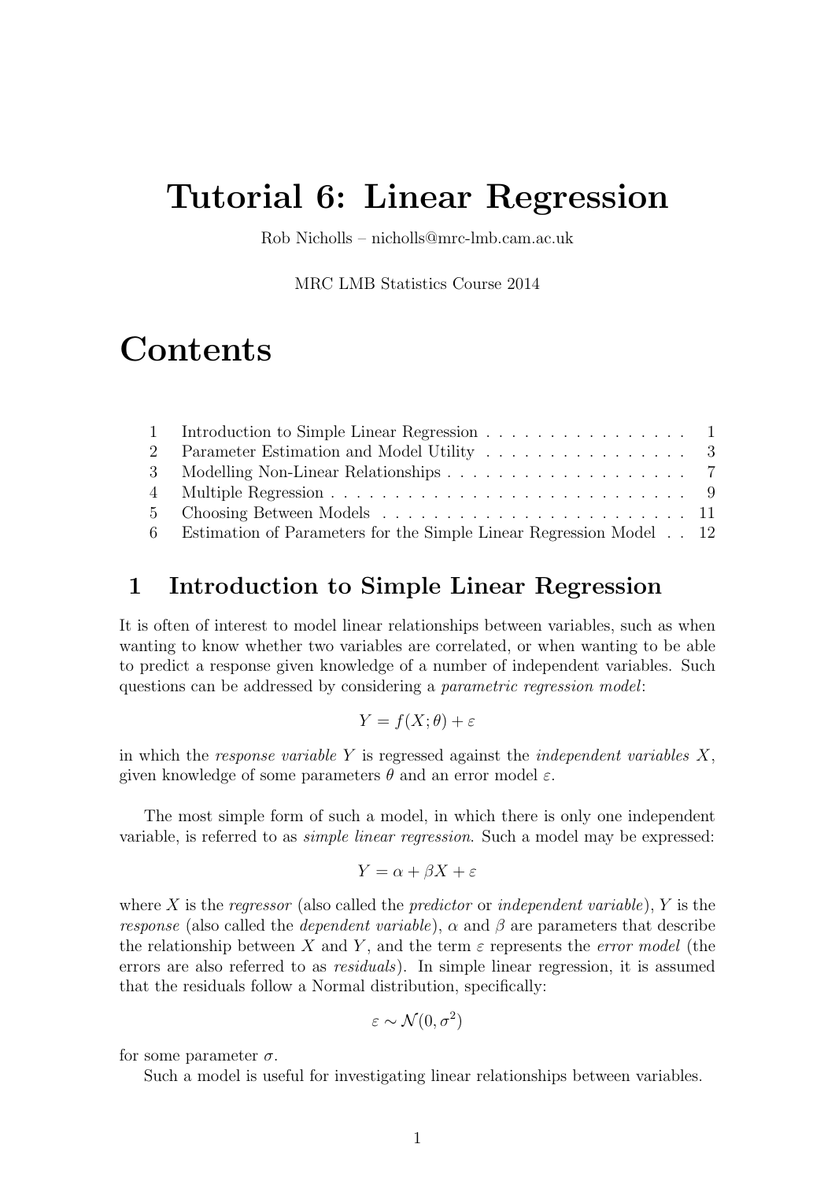# Tutorial 6: Linear Regression

Rob Nicholls – nicholls@mrc-lmb.cam.ac.uk

MRC LMB Statistics Course 2014

# Contents

| | | |
|---|---|---|
| 1 | Introduction to Simple Linear Regression | 1 |
| 2 | Parameter Estimation and Model Utility | 3 |
| 3 | Modelling Non-Linear Relationships | 7 |
| 4 | Multiple Regression | 9 |
| 5 | Choosing Between Models | 11 |
| 6 | Estimation of Parameters for the Simple Linear Regression Model | 12 |

## 1 Introduction to Simple Linear Regression

It is often of interest to model linear relationships between variables, such as when wanting to know whether two variables are correlated, or when wanting to be able to predict a response given knowledge of a number of independent variables. Such questions can be addressed by considering a *parametric regression model*:

$$Y = f(X; \theta) + \varepsilon$$

in which the *response variable* $Y$ is regressed against the *independent variables* $X$, given knowledge of some parameters $\theta$ and an error model $\varepsilon$.

The most simple form of such a model, in which there is only one independent variable, is referred to as *simple linear regression*. Such a model may be expressed:

$$Y = \alpha + \beta X + \varepsilon$$

where $X$ is the *regressor* (also called the *predictor* or *independent variable*), $Y$ is the *response* (also called the *dependent variable*), $\alpha$ and $\beta$ are parameters that describe the relationship between $X$ and $Y$, and the term $\varepsilon$ represents the *error model* (the errors are also referred to as *residuals*). In simple linear regression, it is assumed that the residuals follow a Normal distribution, specifically:

$$\varepsilon \sim \mathcal{N}(0, \sigma^2)$$

for some parameter $\sigma$.

Such a model is useful for investigating linear relationships between variables.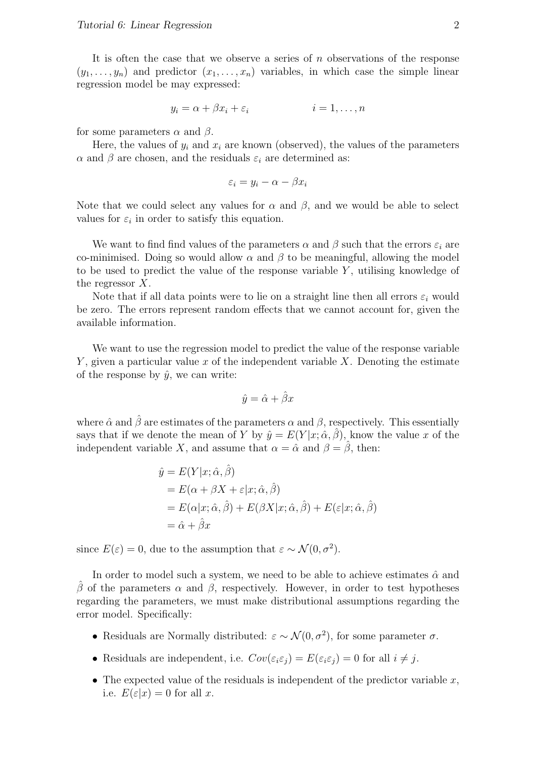It is often the case that we observe a series of $n$ observations of the response $(y_1, \ldots, y_n)$ and predictor $(x_1, \ldots, x_n)$ variables, in which case the simple linear regression model be may expressed:

$$y_i = \alpha + \beta x_i + \varepsilon_i \qquad\qquad i = 1, \ldots, n$$

for some parameters $\alpha$ and $\beta$.

Here, the values of $y_i$ and $x_i$ are known (observed), the values of the parameters $\alpha$ and $\beta$ are chosen, and the residuals $\varepsilon_i$ are determined as:

$$\varepsilon_i = y_i - \alpha - \beta x_i$$

Note that we could select any values for $\alpha$ and $\beta$, and we would be able to select values for $\varepsilon_i$ in order to satisfy this equation.

We want to find find values of the parameters $\alpha$ and $\beta$ such that the errors $\varepsilon_i$ are co-minimised. Doing so would allow $\alpha$ and $\beta$ to be meaningful, allowing the model to be used to predict the value of the response variable $Y$, utilising knowledge of the regressor $X$.

Note that if all data points were to lie on a straight line then all errors $\varepsilon_i$ would be zero. The errors represent random effects that we cannot account for, given the available information.

We want to use the regression model to predict the value of the response variable $Y$, given a particular value $x$ of the independent variable $X$. Denoting the estimate of the response by $\hat{y}$, we can write:

$$\hat{y} = \hat{\alpha} + \hat{\beta} x$$

where $\hat{\alpha}$ and $\hat{\beta}$ are estimates of the parameters $\alpha$ and $\beta$, respectively. This essentially says that if we denote the mean of $Y$ by $\hat{y} = E(Y|x; \hat{\alpha}, \hat{\beta})$, know the value $x$ of the independent variable $X$, and assume that $\alpha = \hat{\alpha}$ and $\beta = \hat{\beta}$, then:

$$\begin{aligned}
\hat{y} &= E(Y|x; \hat{\alpha}, \hat{\beta}) \\
&= E(\alpha + \beta X + \varepsilon | x; \hat{\alpha}, \hat{\beta}) \\
&= E(\alpha | x; \hat{\alpha}, \hat{\beta}) + E(\beta X | x; \hat{\alpha}, \hat{\beta}) + E(\varepsilon | x; \hat{\alpha}, \hat{\beta}) \\
&= \hat{\alpha} + \hat{\beta} x
\end{aligned}$$

since $E(\varepsilon) = 0$, due to the assumption that $\varepsilon \sim \mathcal{N}(0, \sigma^2)$.

In order to model such a system, we need to be able to achieve estimates $\hat{\alpha}$ and $\hat{\beta}$ of the parameters $\alpha$ and $\beta$, respectively. However, in order to test hypotheses regarding the parameters, we must make distributional assumptions regarding the error model. Specifically:

- Residuals are Normally distributed: $\varepsilon \sim \mathcal{N}(0, \sigma^2)$, for some parameter $\sigma$.
- Residuals are independent, i.e. $Cov(\varepsilon_i \varepsilon_j) = E(\varepsilon_i \varepsilon_j) = 0$ for all $i \neq j$.
- The expected value of the residuals is independent of the predictor variable $x$, i.e. $E(\varepsilon|x) = 0$ for all $x$.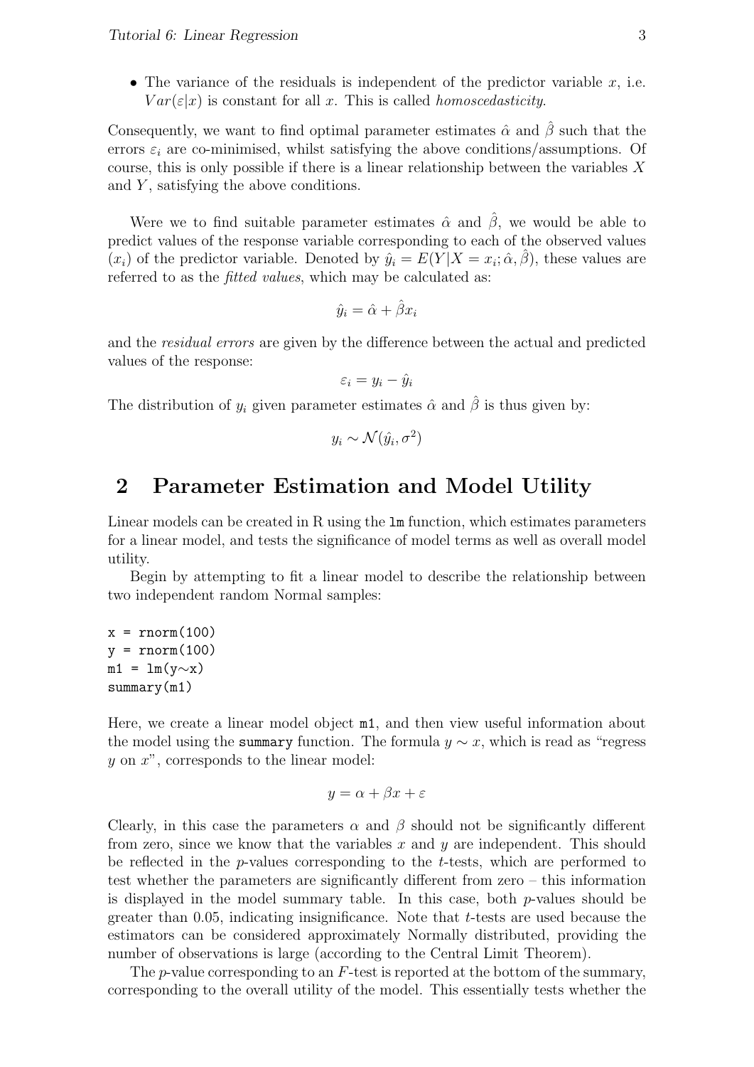- The variance of the residuals is independent of the predictor variable $x$, i.e. $Var(\varepsilon|x)$ is constant for all $x$. This is called *homoscedasticity*.

Consequently, we want to find optimal parameter estimates $\hat{\alpha}$ and $\hat{\beta}$ such that the errors $\varepsilon_i$ are co-minimised, whilst satisfying the above conditions/assumptions. Of course, this is only possible if there is a linear relationship between the variables $X$ and $Y$, satisfying the above conditions.

Were we to find suitable parameter estimates $\hat{\alpha}$ and $\hat{\beta}$, we would be able to predict values of the response variable corresponding to each of the observed values ($x_i$) of the predictor variable. Denoted by $\hat{y}_i = E(Y|X = x_i; \hat{\alpha}, \hat{\beta})$, these values are referred to as the *fitted values*, which may be calculated as:

$$\hat{y}_i = \hat{\alpha} + \hat{\beta}x_i$$

and the *residual errors* are given by the difference between the actual and predicted values of the response:

$$\varepsilon_i = y_i - \hat{y}_i$$

The distribution of $y_i$ given parameter estimates $\hat{\alpha}$ and $\hat{\beta}$ is thus given by:

$$y_i \sim \mathcal{N}(\hat{y}_i, \sigma^2)$$

## 2 Parameter Estimation and Model Utility

Linear models can be created in R using the `lm` function, which estimates parameters for a linear model, and tests the significance of model terms as well as overall model utility.

Begin by attempting to fit a linear model to describe the relationship between two independent random Normal samples:

```
x = rnorm(100)
y = rnorm(100)
m1 = lm(y~x)
summary(m1)
```

Here, we create a linear model object `m1`, and then view useful information about the model using the `summary` function. The formula $y \sim x$, which is read as "regress $y$ on $x$", corresponds to the linear model:

$$y = \alpha + \beta x + \varepsilon$$

Clearly, in this case the parameters $\alpha$ and $\beta$ should not be significantly different from zero, since we know that the variables $x$ and $y$ are independent. This should be reflected in the $p$-values corresponding to the $t$-tests, which are performed to test whether the parameters are significantly different from zero – this information is displayed in the model summary table. In this case, both $p$-values should be greater than 0.05, indicating insignificance. Note that $t$-tests are used because the estimators can be considered approximately Normally distributed, providing the number of observations is large (according to the Central Limit Theorem).

The $p$-value corresponding to an $F$-test is reported at the bottom of the summary, corresponding to the overall utility of the model. This essentially tests whether the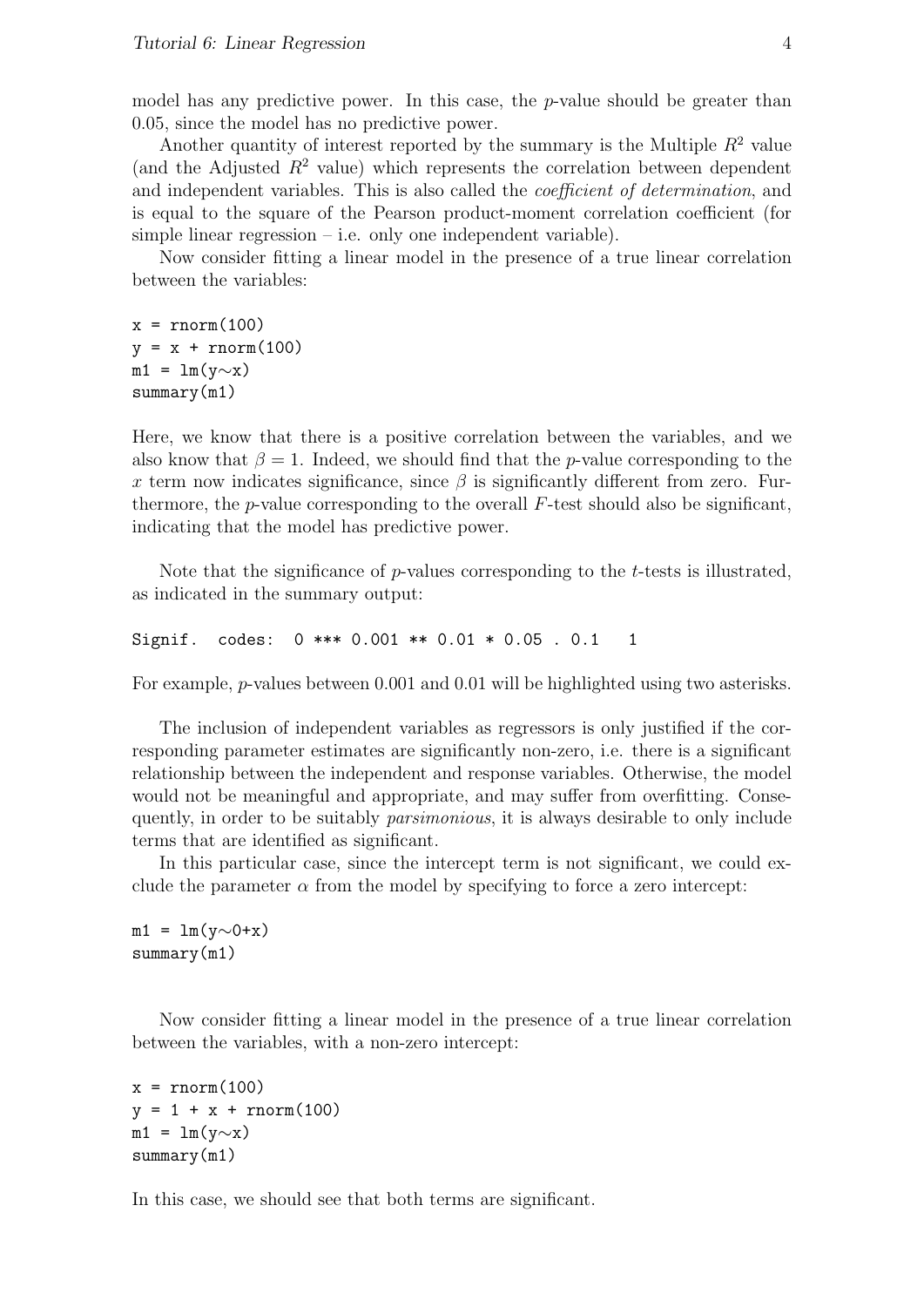model has any predictive power. In this case, the $p$-value should be greater than 0.05, since the model has no predictive power.

Another quantity of interest reported by the summary is the Multiple $R^2$ value (and the Adjusted $R^2$ value) which represents the correlation between dependent and independent variables. This is also called the *coefficient of determination*, and is equal to the square of the Pearson product-moment correlation coefficient (for simple linear regression – i.e. only one independent variable).

Now consider fitting a linear model in the presence of a true linear correlation between the variables:

```
x = rnorm(100)
y = x + rnorm(100)
m1 = lm(y~x)
summary(m1)
```

Here, we know that there is a positive correlation between the variables, and we also know that $\beta = 1$. Indeed, we should find that the $p$-value corresponding to the $x$ term now indicates significance, since $\beta$ is significantly different from zero. Furthermore, the $p$-value corresponding to the overall $F$-test should also be significant, indicating that the model has predictive power.

Note that the significance of $p$-values corresponding to the $t$-tests is illustrated, as indicated in the summary output:

```
Signif.  codes:  0 *** 0.001 ** 0.01 * 0.05 . 0.1   1
```

For example, $p$-values between 0.001 and 0.01 will be highlighted using two asterisks.

The inclusion of independent variables as regressors is only justified if the corresponding parameter estimates are significantly non-zero, i.e. there is a significant relationship between the independent and response variables. Otherwise, the model would not be meaningful and appropriate, and may suffer from overfitting. Consequently, in order to be suitably *parsimonious*, it is always desirable to only include terms that are identified as significant.

In this particular case, since the intercept term is not significant, we could exclude the parameter $\alpha$ from the model by specifying to force a zero intercept:

```
m1 = lm(y~0+x)
summary(m1)
```

Now consider fitting a linear model in the presence of a true linear correlation between the variables, with a non-zero intercept:

```
x = rnorm(100)
y = 1 + x + rnorm(100)
m1 = lm(y~x)
summary(m1)
```

In this case, we should see that both terms are significant.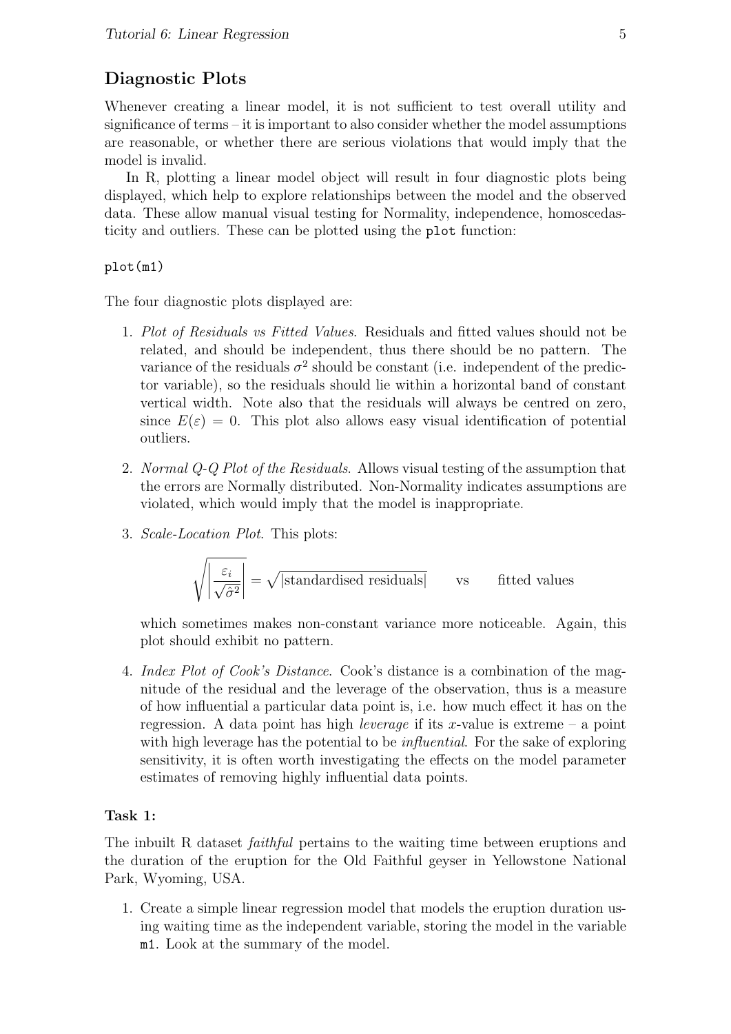## Diagnostic Plots

Whenever creating a linear model, it is not sufficient to test overall utility and significance of terms – it is important to also consider whether the model assumptions are reasonable, or whether there are serious violations that would imply that the model is invalid.

In R, plotting a linear model object will result in four diagnostic plots being displayed, which help to explore relationships between the model and the observed data. These allow manual visual testing for Normality, independence, homoscedasticity and outliers. These can be plotted using the `plot` function:

```
plot(m1)
```

The four diagnostic plots displayed are:

1. *Plot of Residuals vs Fitted Values.* Residuals and fitted values should not be related, and should be independent, thus there should be no pattern. The variance of the residuals $\sigma^2$ should be constant (i.e. independent of the predictor variable), so the residuals should lie within a horizontal band of constant vertical width. Note also that the residuals will always be centred on zero, since $E(\varepsilon) = 0$. This plot also allows easy visual identification of potential outliers.

2. *Normal Q-Q Plot of the Residuals.* Allows visual testing of the assumption that the errors are Normally distributed. Non-Normality indicates assumptions are violated, which would imply that the model is inappropriate.

3. *Scale-Location Plot.* This plots:

$$\sqrt{\left|\frac{\varepsilon_i}{\sqrt{\hat{\sigma}^2}}\right|} = \sqrt{|\text{standardised residuals}|} \qquad \text{vs} \qquad \text{fitted values}$$

   which sometimes makes non-constant variance more noticeable. Again, this plot should exhibit no pattern.

4. *Index Plot of Cook's Distance.* Cook's distance is a combination of the magnitude of the residual and the leverage of the observation, thus is a measure of how influential a particular data point is, i.e. how much effect it has on the regression. A data point has high *leverage* if its $x$-value is extreme – a point with high leverage has the potential to be *influential*. For the sake of exploring sensitivity, it is often worth investigating the effects on the model parameter estimates of removing highly influential data points.

**Task 1:**

The inbuilt R dataset *faithful* pertains to the waiting time between eruptions and the duration of the eruption for the Old Faithful geyser in Yellowstone National Park, Wyoming, USA.

1. Create a simple linear regression model that models the eruption duration using waiting time as the independent variable, storing the model in the variable `m1`. Look at the summary of the model.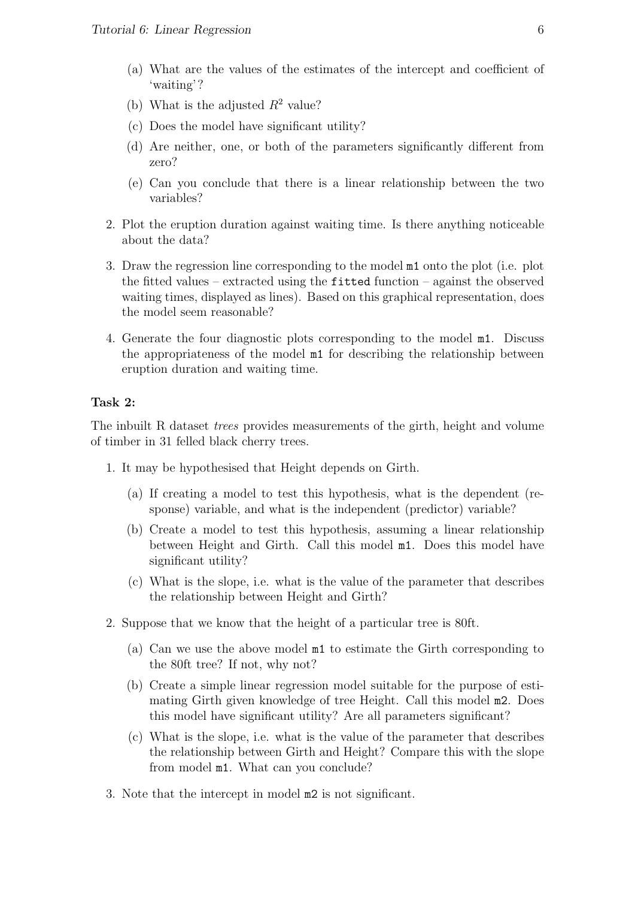(a) What are the values of the estimates of the intercept and coefficient of 'waiting'?

   (b) What is the adjusted $R^2$ value?

   (c) Does the model have significant utility?

   (d) Are neither, one, or both of the parameters significantly different from zero?

   (e) Can you conclude that there is a linear relationship between the two variables?

2. Plot the eruption duration against waiting time. Is there anything noticeable about the data?

3. Draw the regression line corresponding to the model `m1` onto the plot (i.e. plot the fitted values – extracted using the `fitted` function – against the observed waiting times, displayed as lines). Based on this graphical representation, does the model seem reasonable?

4. Generate the four diagnostic plots corresponding to the model `m1`. Discuss the appropriateness of the model `m1` for describing the relationship between eruption duration and waiting time.

**Task 2:**

The inbuilt R dataset *trees* provides measurements of the girth, height and volume of timber in 31 felled black cherry trees.

1. It may be hypothesised that Height depends on Girth.

   (a) If creating a model to test this hypothesis, what is the dependent (response) variable, and what is the independent (predictor) variable?

   (b) Create a model to test this hypothesis, assuming a linear relationship between Height and Girth. Call this model `m1`. Does this model have significant utility?

   (c) What is the slope, i.e. what is the value of the parameter that describes the relationship between Height and Girth?

2. Suppose that we know that the height of a particular tree is 80ft.

   (a) Can we use the above model `m1` to estimate the Girth corresponding to the 80ft tree? If not, why not?

   (b) Create a simple linear regression model suitable for the purpose of estimating Girth given knowledge of tree Height. Call this model `m2`. Does this model have significant utility? Are all parameters significant?

   (c) What is the slope, i.e. what is the value of the parameter that describes the relationship between Girth and Height? Compare this with the slope from model `m1`. What can you conclude?

3. Note that the intercept in model `m2` is not significant.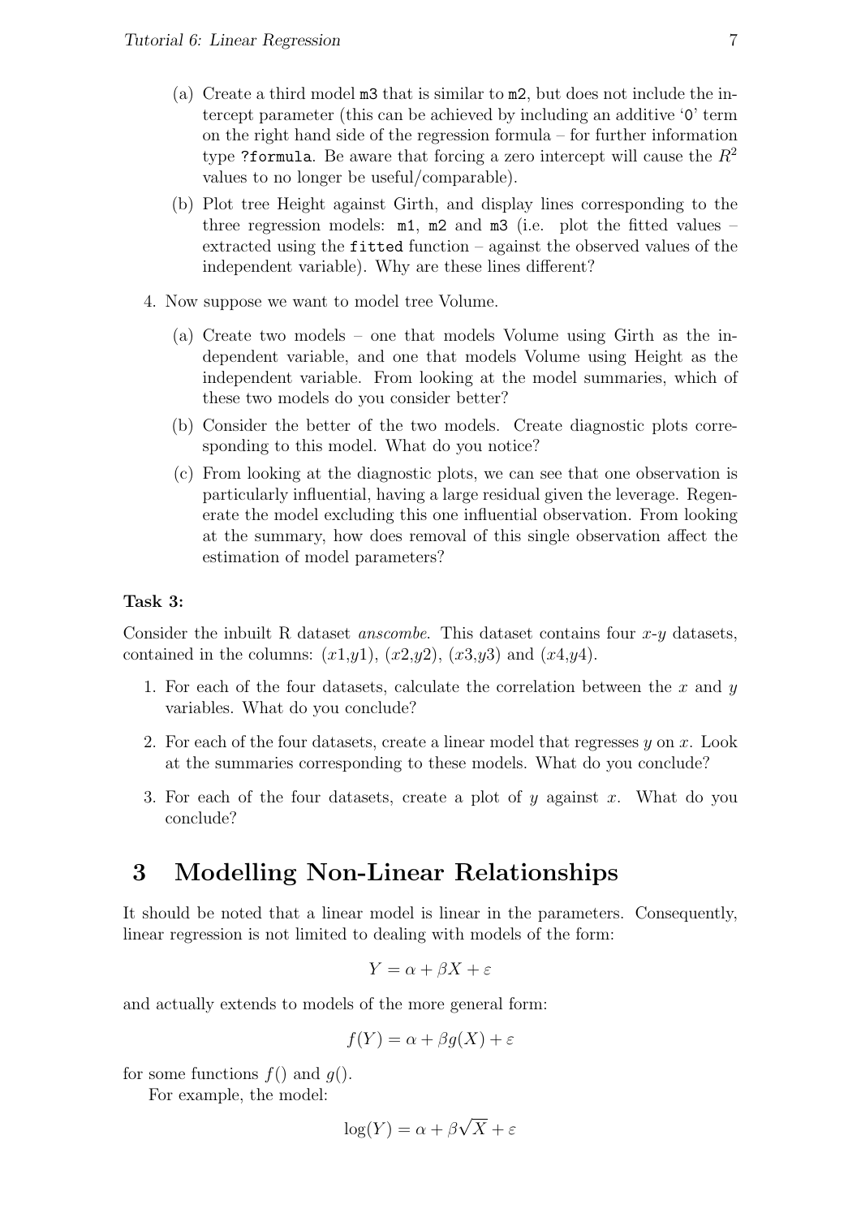(a) Create a third model `m3` that is similar to `m2`, but does not include the intercept parameter (this can be achieved by including an additive '`0`' term on the right hand side of the regression formula – for further information type `?formula`. Be aware that forcing a zero intercept will cause the $R^2$ values to no longer be useful/comparable).

(b) Plot tree Height against Girth, and display lines corresponding to the three regression models: `m1`, `m2` and `m3` (i.e. plot the fitted values – extracted using the `fitted` function – against the observed values of the independent variable). Why are these lines different?

4. Now suppose we want to model tree Volume.

   (a) Create two models – one that models Volume using Girth as the independent variable, and one that models Volume using Height as the independent variable. From looking at the model summaries, which of these two models do you consider better?

   (b) Consider the better of the two models. Create diagnostic plots corresponding to this model. What do you notice?

   (c) From looking at the diagnostic plots, we can see that one observation is particularly influential, having a large residual given the leverage. Regenerate the model excluding this one influential observation. From looking at the summary, how does removal of this single observation affect the estimation of model parameters?

**Task 3:**

Consider the inbuilt R dataset *anscombe*. This dataset contains four *x*-*y* datasets, contained in the columns: ($x1$,$y1$), ($x2$,$y2$), ($x3$,$y3$) and ($x4$,$y4$).

1. For each of the four datasets, calculate the correlation between the $x$ and $y$ variables. What do you conclude?
2. For each of the four datasets, create a linear model that regresses $y$ on $x$. Look at the summaries corresponding to these models. What do you conclude?
3. For each of the four datasets, create a plot of $y$ against $x$. What do you conclude?

# 3 Modelling Non-Linear Relationships

It should be noted that a linear model is linear in the parameters. Consequently, linear regression is not limited to dealing with models of the form:

$$Y = \alpha + \beta X + \varepsilon$$

and actually extends to models of the more general form:

$$f(Y) = \alpha + \beta g(X) + \varepsilon$$

for some functions $f()$ and $g()$.

For example, the model:

$$\log(Y) = \alpha + \beta\sqrt{X} + \varepsilon$$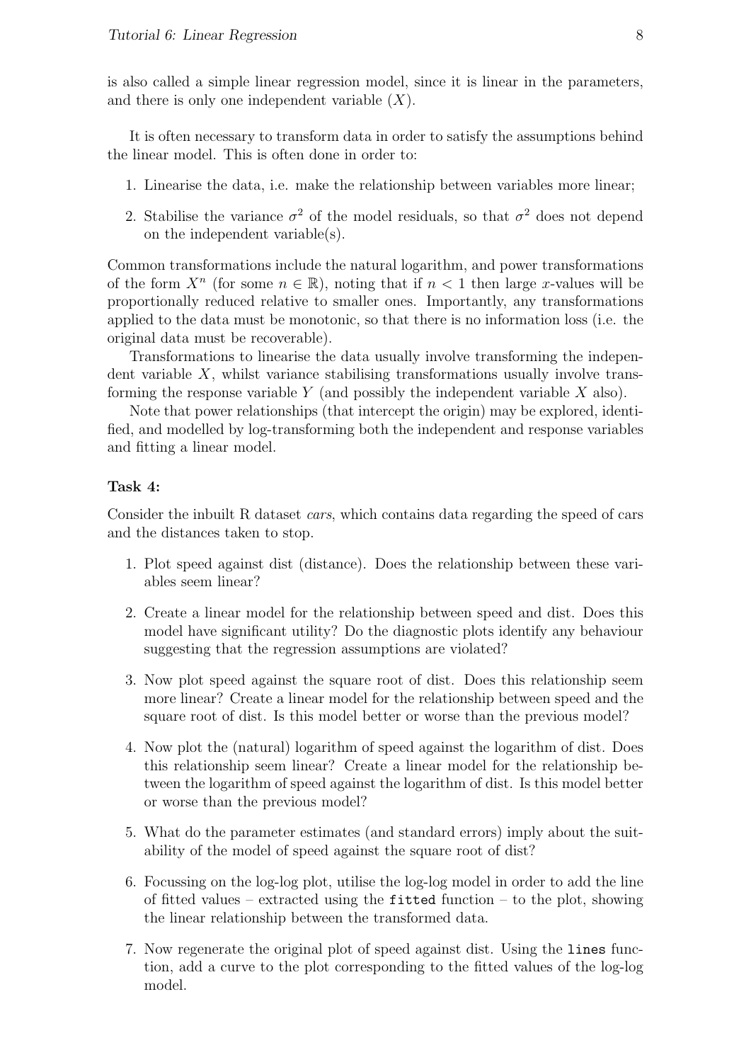is also called a simple linear regression model, since it is linear in the parameters, and there is only one independent variable ($X$).

It is often necessary to transform data in order to satisfy the assumptions behind the linear model. This is often done in order to:

1. Linearise the data, i.e. make the relationship between variables more linear;
2. Stabilise the variance $\sigma^2$ of the model residuals, so that $\sigma^2$ does not depend on the independent variable(s).

Common transformations include the natural logarithm, and power transformations of the form $X^n$ (for some $n \in \mathbb{R}$), noting that if $n < 1$ then large $x$-values will be proportionally reduced relative to smaller ones. Importantly, any transformations applied to the data must be monotonic, so that there is no information loss (i.e. the original data must be recoverable).

Transformations to linearise the data usually involve transforming the independent variable $X$, whilst variance stabilising transformations usually involve transforming the response variable $Y$ (and possibly the independent variable $X$ also).

Note that power relationships (that intercept the origin) may be explored, identified, and modelled by log-transforming both the independent and response variables and fitting a linear model.

**Task 4:**

Consider the inbuilt R dataset *cars*, which contains data regarding the speed of cars and the distances taken to stop.

1. Plot speed against dist (distance). Does the relationship between these variables seem linear?
2. Create a linear model for the relationship between speed and dist. Does this model have significant utility? Do the diagnostic plots identify any behaviour suggesting that the regression assumptions are violated?
3. Now plot speed against the square root of dist. Does this relationship seem more linear? Create a linear model for the relationship between speed and the square root of dist. Is this model better or worse than the previous model?
4. Now plot the (natural) logarithm of speed against the logarithm of dist. Does this relationship seem linear? Create a linear model for the relationship between the logarithm of speed against the logarithm of dist. Is this model better or worse than the previous model?
5. What do the parameter estimates (and standard errors) imply about the suitability of the model of speed against the square root of dist?
6. Focussing on the log-log plot, utilise the log-log model in order to add the line of fitted values – extracted using the `fitted` function – to the plot, showing the linear relationship between the transformed data.
7. Now regenerate the original plot of speed against dist. Using the `lines` function, add a curve to the plot corresponding to the fitted values of the log-log model.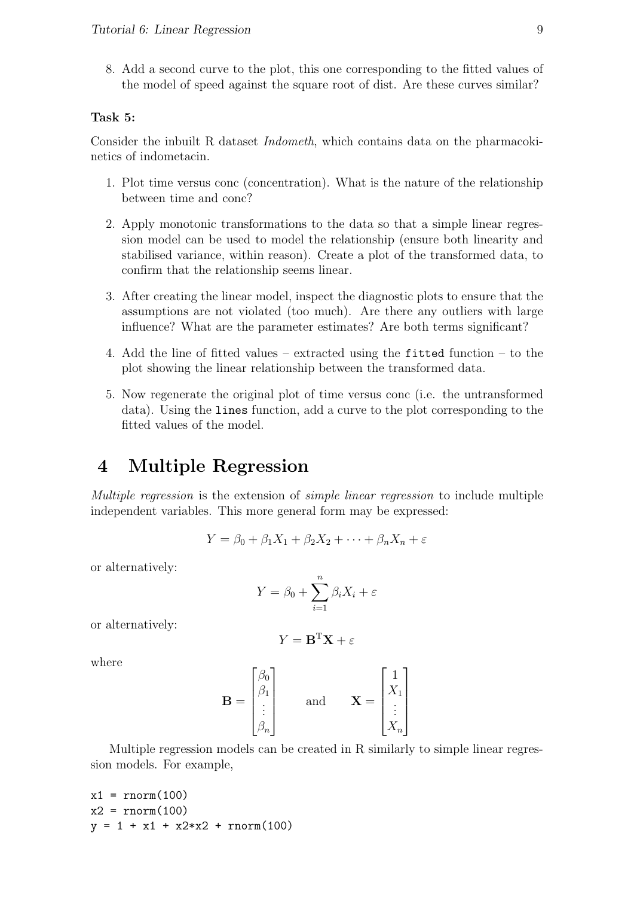8. Add a second curve to the plot, this one corresponding to the fitted values of the model of speed against the square root of dist. Are these curves similar?

**Task 5:**

Consider the inbuilt R dataset *Indometh*, which contains data on the pharmacokinetics of indometacin.

1. Plot time versus conc (concentration). What is the nature of the relationship between time and conc?
2. Apply monotonic transformations to the data so that a simple linear regression model can be used to model the relationship (ensure both linearity and stabilised variance, within reason). Create a plot of the transformed data, to confirm that the relationship seems linear.
3. After creating the linear model, inspect the diagnostic plots to ensure that the assumptions are not violated (too much). Are there any outliers with large influence? What are the parameter estimates? Are both terms significant?
4. Add the line of fitted values – extracted using the `fitted` function – to the plot showing the linear relationship between the transformed data.
5. Now regenerate the original plot of time versus conc (i.e. the untransformed data). Using the `lines` function, add a curve to the plot corresponding to the fitted values of the model.

# 4 Multiple Regression

*Multiple regression* is the extension of *simple linear regression* to include multiple independent variables. This more general form may be expressed:

$$Y = \beta_0 + \beta_1 X_1 + \beta_2 X_2 + \cdots + \beta_n X_n + \varepsilon$$

or alternatively:

$$Y = \beta_0 + \sum_{i=1}^{n} \beta_i X_i + \varepsilon$$

or alternatively:

$$Y = \mathbf{B}^{\mathrm{T}} \mathbf{X} + \varepsilon$$

where

$$\mathbf{B} = \begin{bmatrix} \beta_0 \\ \beta_1 \\ \vdots \\ \beta_n \end{bmatrix} \qquad \text{and} \qquad \mathbf{X} = \begin{bmatrix} 1 \\ X_1 \\ \vdots \\ X_n \end{bmatrix}$$

Multiple regression models can be created in R similarly to simple linear regression models. For example,

```
x1 = rnorm(100)
x2 = rnorm(100)
y = 1 + x1 + x2*x2 + rnorm(100)
```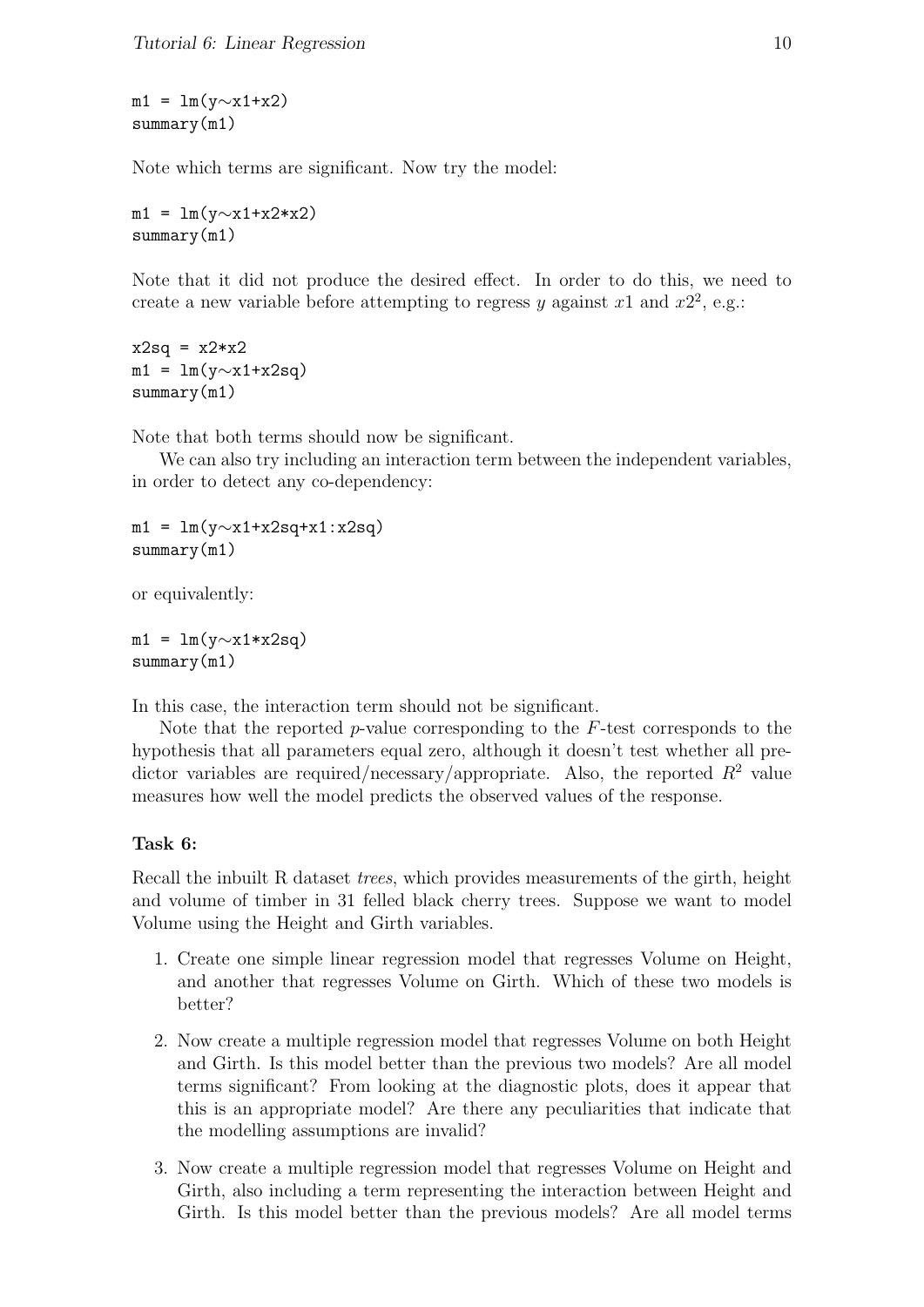```
m1 = lm(y~x1+x2)
summary(m1)
```

Note which terms are significant. Now try the model:

```
m1 = lm(y~x1+x2*x2)
summary(m1)
```

Note that it did not produce the desired effect. In order to do this, we need to create a new variable before attempting to regress $y$ against $x1$ and $x2^2$, e.g.:

```
x2sq = x2*x2
m1 = lm(y~x1+x2sq)
summary(m1)
```

Note that both terms should now be significant.

We can also try including an interaction term between the independent variables, in order to detect any co-dependency:

```
m1 = lm(y~x1+x2sq+x1:x2sq)
summary(m1)
```

or equivalently:

```
m1 = lm(y~x1*x2sq)
summary(m1)
```

In this case, the interaction term should not be significant.

Note that the reported $p$-value corresponding to the $F$-test corresponds to the hypothesis that all parameters equal zero, although it doesn't test whether all predictor variables are required/necessary/appropriate. Also, the reported $R^2$ value measures how well the model predicts the observed values of the response.

### Task 6:

Recall the inbuilt R dataset *trees*, which provides measurements of the girth, height and volume of timber in 31 felled black cherry trees. Suppose we want to model Volume using the Height and Girth variables.

1. Create one simple linear regression model that regresses Volume on Height, and another that regresses Volume on Girth. Which of these two models is better?

2. Now create a multiple regression model that regresses Volume on both Height and Girth. Is this model better than the previous two models? Are all model terms significant? From looking at the diagnostic plots, does it appear that this is an appropriate model? Are there any peculiarities that indicate that the modelling assumptions are invalid?

3. Now create a multiple regression model that regresses Volume on Height and Girth, also including a term representing the interaction between Height and Girth. Is this model better than the previous models? Are all model terms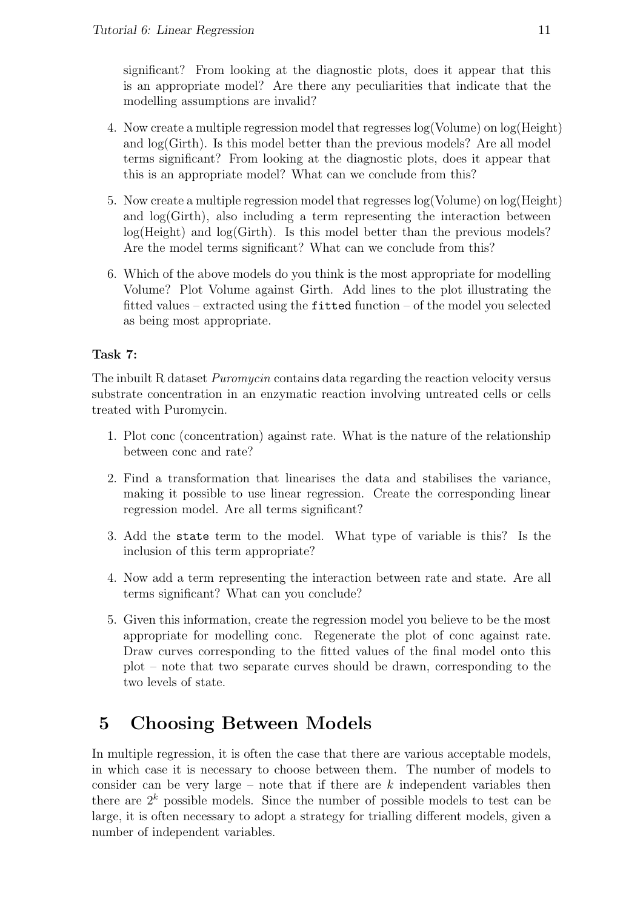significant? From looking at the diagnostic plots, does it appear that this is an appropriate model? Are there any peculiarities that indicate that the modelling assumptions are invalid?

4. Now create a multiple regression model that regresses log(Volume) on log(Height) and log(Girth). Is this model better than the previous models? Are all model terms significant? From looking at the diagnostic plots, does it appear that this is an appropriate model? What can we conclude from this?

5. Now create a multiple regression model that regresses log(Volume) on log(Height) and log(Girth), also including a term representing the interaction between log(Height) and log(Girth). Is this model better than the previous models? Are the model terms significant? What can we conclude from this?

6. Which of the above models do you think is the most appropriate for modelling Volume? Plot Volume against Girth. Add lines to the plot illustrating the fitted values – extracted using the `fitted` function – of the model you selected as being most appropriate.

**Task 7:**

The inbuilt R dataset *Puromycin* contains data regarding the reaction velocity versus substrate concentration in an enzymatic reaction involving untreated cells or cells treated with Puromycin.

1. Plot conc (concentration) against rate. What is the nature of the relationship between conc and rate?

2. Find a transformation that linearises the data and stabilises the variance, making it possible to use linear regression. Create the corresponding linear regression model. Are all terms significant?

3. Add the `state` term to the model. What type of variable is this? Is the inclusion of this term appropriate?

4. Now add a term representing the interaction between rate and state. Are all terms significant? What can you conclude?

5. Given this information, create the regression model you believe to be the most appropriate for modelling conc. Regenerate the plot of conc against rate. Draw curves corresponding to the fitted values of the final model onto this plot – note that two separate curves should be drawn, corresponding to the two levels of state.

# 5 Choosing Between Models

In multiple regression, it is often the case that there are various acceptable models, in which case it is necessary to choose between them. The number of models to consider can be very large – note that if there are $k$ independent variables then there are $2^k$ possible models. Since the number of possible models to test can be large, it is often necessary to adopt a strategy for trialling different models, given a number of independent variables.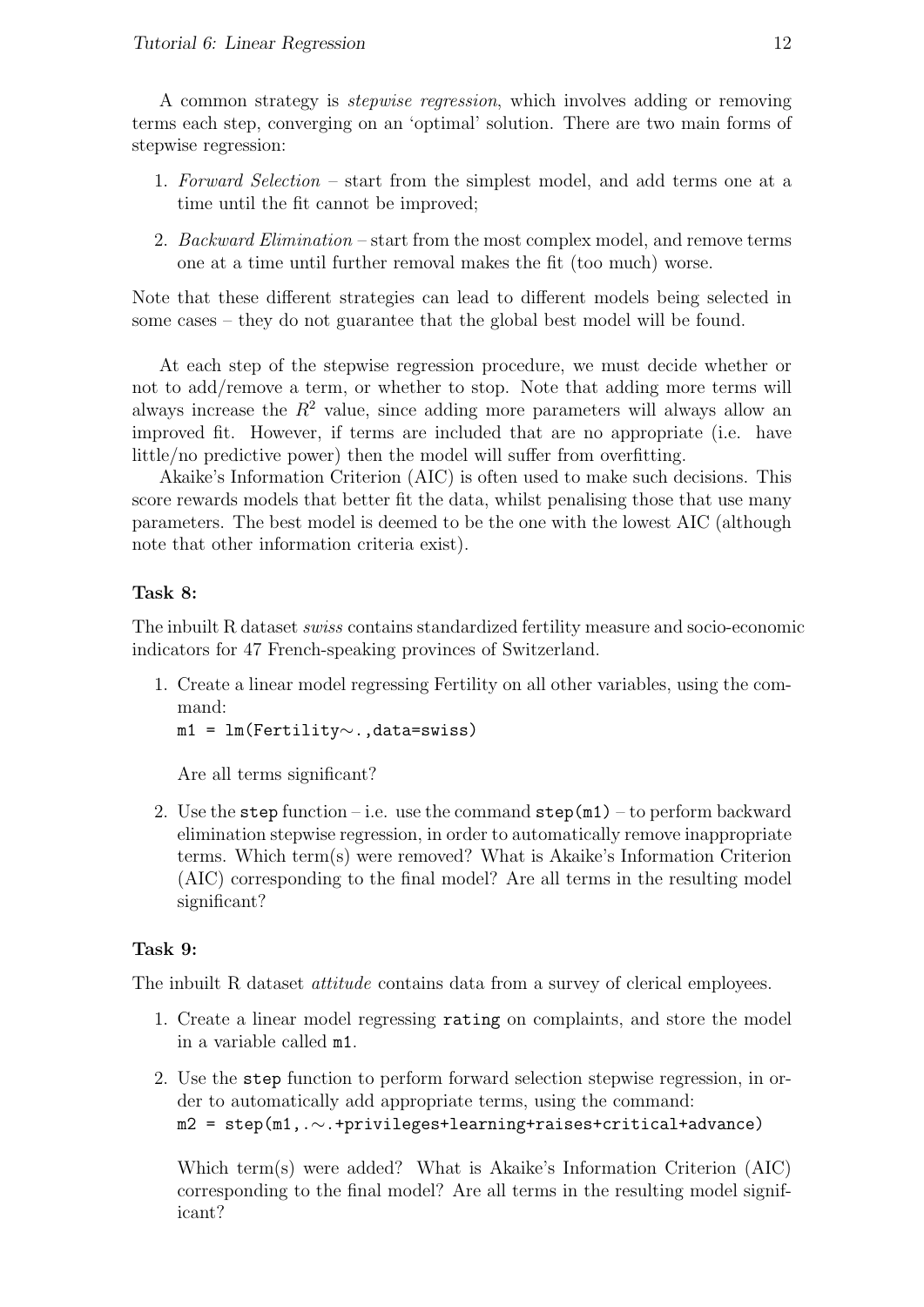A common strategy is *stepwise regression*, which involves adding or removing terms each step, converging on an 'optimal' solution. There are two main forms of stepwise regression:

1. *Forward Selection* – start from the simplest model, and add terms one at a time until the fit cannot be improved;
2. *Backward Elimination* – start from the most complex model, and remove terms one at a time until further removal makes the fit (too much) worse.

Note that these different strategies can lead to different models being selected in some cases – they do not guarantee that the global best model will be found.

At each step of the stepwise regression procedure, we must decide whether or not to add/remove a term, or whether to stop. Note that adding more terms will always increase the $R^2$ value, since adding more parameters will always allow an improved fit. However, if terms are included that are no appropriate (i.e. have little/no predictive power) then the model will suffer from overfitting.

Akaike's Information Criterion (AIC) is often used to make such decisions. This score rewards models that better fit the data, whilst penalising those that use many parameters. The best model is deemed to be the one with the lowest AIC (although note that other information criteria exist).

**Task 8:**

The inbuilt R dataset *swiss* contains standardized fertility measure and socio-economic indicators for 47 French-speaking provinces of Switzerland.

1. Create a linear model regressing Fertility on all other variables, using the command:
   `m1 = lm(Fertility~.,data=swiss)`

   Are all terms significant?

2. Use the `step` function – i.e. use the command `step(m1)` – to perform backward elimination stepwise regression, in order to automatically remove inappropriate terms. Which term(s) were removed? What is Akaike's Information Criterion (AIC) corresponding to the final model? Are all terms in the resulting model significant?

**Task 9:**

The inbuilt R dataset *attitude* contains data from a survey of clerical employees.

1. Create a linear model regressing `rating` on complaints, and store the model in a variable called `m1`.

2. Use the `step` function to perform forward selection stepwise regression, in order to automatically add appropriate terms, using the command:
   `m2 = step(m1,.~.+privileges+learning+raises+critical+advance)`

   Which term(s) were added? What is Akaike's Information Criterion (AIC) corresponding to the final model? Are all terms in the resulting model significant?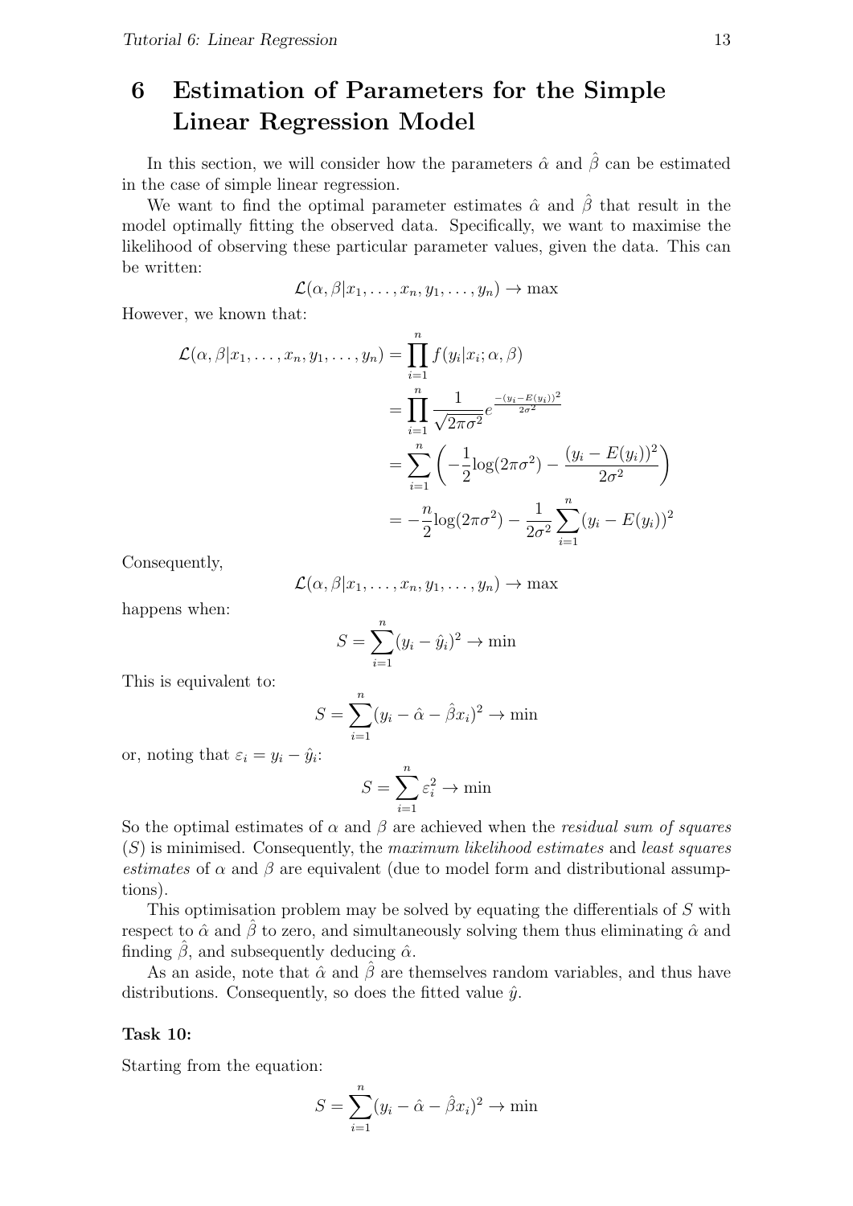# 6 Estimation of Parameters for the Simple Linear Regression Model

In this section, we will consider how the parameters $\hat{\alpha}$ and $\hat{\beta}$ can be estimated in the case of simple linear regression.

We want to find the optimal parameter estimates $\hat{\alpha}$ and $\hat{\beta}$ that result in the model optimally fitting the observed data. Specifically, we want to maximise the likelihood of observing these particular parameter values, given the data. This can be written:

$$\mathcal{L}(\alpha, \beta | x_1, \ldots, x_n, y_1, \ldots, y_n) \to \max$$

However, we known that:

$$\begin{aligned}
\mathcal{L}(\alpha, \beta | x_1, \ldots, x_n, y_1, \ldots, y_n) &= \prod_{i=1}^{n} f(y_i | x_i; \alpha, \beta) \\
&= \prod_{i=1}^{n} \frac{1}{\sqrt{2\pi\sigma^2}} e^{\frac{-(y_i - E(y_i))^2}{2\sigma^2}} \\
&= \sum_{i=1}^{n} \left( -\frac{1}{2} \log(2\pi\sigma^2) - \frac{(y_i - E(y_i))^2}{2\sigma^2} \right) \\
&= -\frac{n}{2} \log(2\pi\sigma^2) - \frac{1}{2\sigma^2} \sum_{i=1}^{n} (y_i - E(y_i))^2
\end{aligned}$$

Consequently,

$$\mathcal{L}(\alpha, \beta | x_1, \ldots, x_n, y_1, \ldots, y_n) \to \max$$

happens when:

$$S = \sum_{i=1}^{n} (y_i - \hat{y}_i)^2 \to \min$$

This is equivalent to:

$$S = \sum_{i=1}^{n} (y_i - \hat{\alpha} - \hat{\beta} x_i)^2 \to \min$$

or, noting that $\varepsilon_i = y_i - \hat{y}_i$:

$$S = \sum_{i=1}^{n} \varepsilon_i^2 \to \min$$

So the optimal estimates of $\alpha$ and $\beta$ are achieved when the *residual sum of squares* ($S$) is minimised. Consequently, the *maximum likelihood estimates* and *least squares estimates* of $\alpha$ and $\beta$ are equivalent (due to model form and distributional assumptions).

This optimisation problem may be solved by equating the differentials of $S$ with respect to $\hat{\alpha}$ and $\hat{\beta}$ to zero, and simultaneously solving them thus eliminating $\hat{\alpha}$ and finding $\hat{\beta}$, and subsequently deducing $\hat{\alpha}$.

As an aside, note that $\hat{\alpha}$ and $\hat{\beta}$ are themselves random variables, and thus have distributions. Consequently, so does the fitted value $\hat{y}$.

**Task 10:**

Starting from the equation:

$$S = \sum_{i=1}^{n} (y_i - \hat{\alpha} - \hat{\beta} x_i)^2 \to \min$$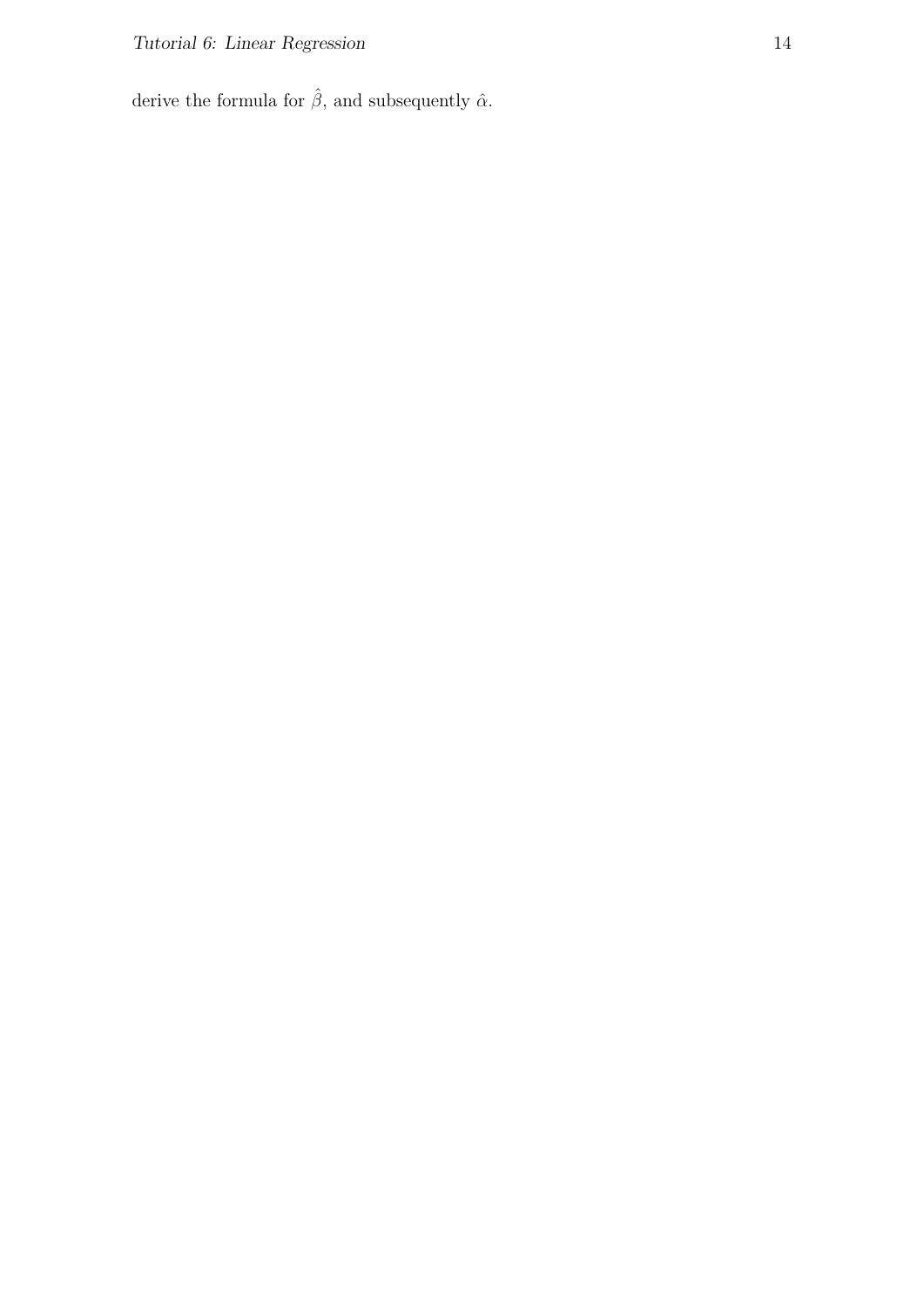derive the formula for $\hat{\beta}$, and subsequently $\hat{\alpha}$.